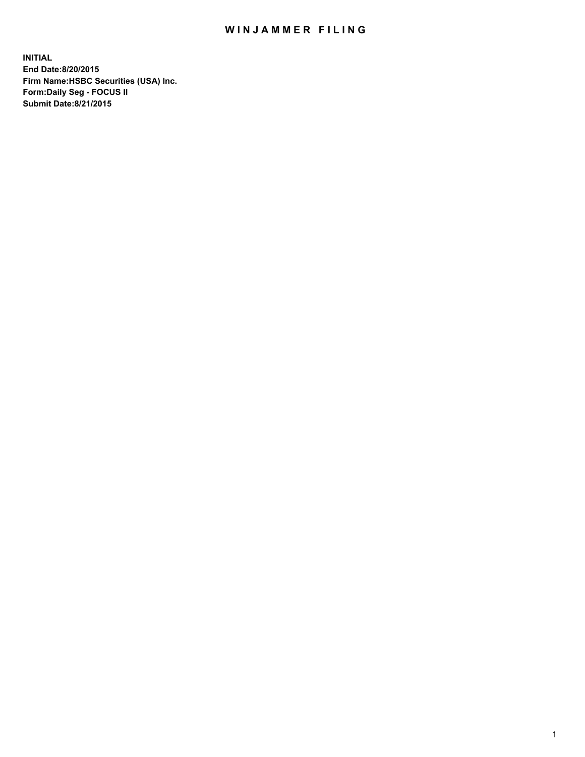# WINJAMMER FILING

**INITIAL**
**End Date:8/20/2015**
**Firm Name:HSBC Securities (USA) Inc.**
**Form:Daily Seg - FOCUS II**
**Submit Date:8/21/2015**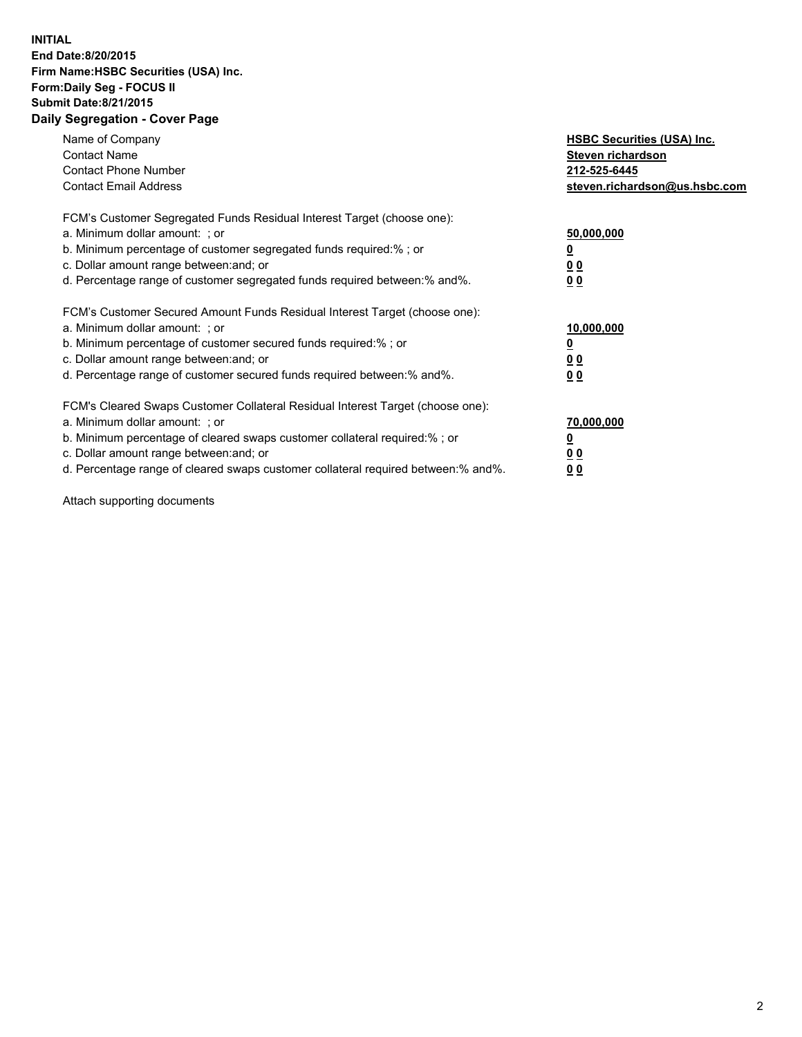**INITIAL**
**End Date:8/20/2015**
**Firm Name:HSBC Securities (USA) Inc.**
**Form:Daily Seg - FOCUS II**
**Submit Date:8/21/2015**

## Daily Segregation - Cover Page

| | |
|---|---|
| Name of Company | **HSBC Securities (USA) Inc.** |
| Contact Name | **Steven richardson** |
| Contact Phone Number | **212-525-6445** |
| Contact Email Address | **steven.richardson@us.hsbc.com** |

FCM's Customer Segregated Funds Residual Interest Target (choose one):

| | |
|---|---|
| a. Minimum dollar amount: ; or | **50,000,000** |
| b. Minimum percentage of customer segregated funds required:% ; or | **0** |
| c. Dollar amount range between:and; or | **0 0** |
| d. Percentage range of customer segregated funds required between:% and%. | **0 0** |

FCM's Customer Secured Amount Funds Residual Interest Target (choose one):

| | |
|---|---|
| a. Minimum dollar amount: ; or | **10,000,000** |
| b. Minimum percentage of customer secured funds required:% ; or | **0** |
| c. Dollar amount range between:and; or | **0 0** |
| d. Percentage range of customer secured funds required between:% and%. | **0 0** |

FCM's Cleared Swaps Customer Collateral Residual Interest Target (choose one):

| | |
|---|---|
| a. Minimum dollar amount: ; or | **70,000,000** |
| b. Minimum percentage of cleared swaps customer collateral required:% ; or | **0** |
| c. Dollar amount range between:and; or | **0 0** |
| d. Percentage range of cleared swaps customer collateral required between:% and%. | **0 0** |

Attach supporting documents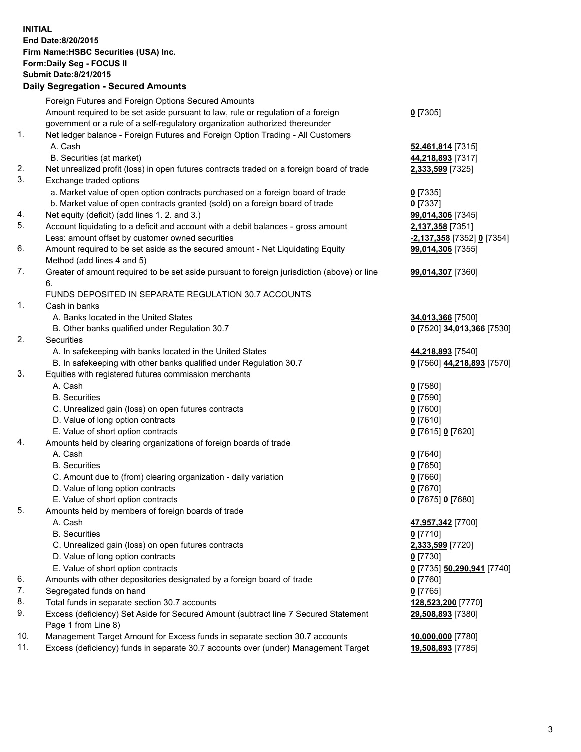**INITIAL**
**End Date:8/20/2015**
**Firm Name:HSBC Securities (USA) Inc.**
**Form:Daily Seg - FOCUS II**
**Submit Date:8/21/2015**

## Daily Segregation - Secured Amounts

| | | |
|---|---|---|
| | Foreign Futures and Foreign Options Secured Amounts | |
| | Amount required to be set aside pursuant to law, rule or regulation of a foreign government or a rule of a self-regulatory organization authorized thereunder | 0 [7305] |
| 1. | Net ledger balance - Foreign Futures and Foreign Option Trading - All Customers | |
| | A. Cash | 52,461,814 [7315] |
| | B. Securities (at market) | 44,218,893 [7317] |
| 2. | Net unrealized profit (loss) in open futures contracts traded on a foreign board of trade | 2,333,599 [7325] |
| 3. | Exchange traded options | |
| | a. Market value of open option contracts purchased on a foreign board of trade | 0 [7335] |
| | b. Market value of open contracts granted (sold) on a foreign board of trade | 0 [7337] |
| 4. | Net equity (deficit) (add lines 1. 2. and 3.) | 99,014,306 [7345] |
| 5. | Account liquidating to a deficit and account with a debit balances - gross amount | 2,137,358 [7351] |
| | Less: amount offset by customer owned securities | -2,137,358 [7352] 0 [7354] |
| 6. | Amount required to be set aside as the secured amount - Net Liquidating Equity Method (add lines 4 and 5) | 99,014,306 [7355] |
| 7. | Greater of amount required to be set aside pursuant to foreign jurisdiction (above) or line 6. | 99,014,307 [7360] |
| | FUNDS DEPOSITED IN SEPARATE REGULATION 30.7 ACCOUNTS | |
| 1. | Cash in banks | |
| | A. Banks located in the United States | 34,013,366 [7500] |
| | B. Other banks qualified under Regulation 30.7 | 0 [7520] 34,013,366 [7530] |
| 2. | Securities | |
| | A. In safekeeping with banks located in the United States | 44,218,893 [7540] |
| | B. In safekeeping with other banks qualified under Regulation 30.7 | 0 [7560] 44,218,893 [7570] |
| 3. | Equities with registered futures commission merchants | |
| | A. Cash | 0 [7580] |
| | B. Securities | 0 [7590] |
| | C. Unrealized gain (loss) on open futures contracts | 0 [7600] |
| | D. Value of long option contracts | 0 [7610] |
| | E. Value of short option contracts | 0 [7615] 0 [7620] |
| 4. | Amounts held by clearing organizations of foreign boards of trade | |
| | A. Cash | 0 [7640] |
| | B. Securities | 0 [7650] |
| | C. Amount due to (from) clearing organization - daily variation | 0 [7660] |
| | D. Value of long option contracts | 0 [7670] |
| | E. Value of short option contracts | 0 [7675] 0 [7680] |
| 5. | Amounts held by members of foreign boards of trade | |
| | A. Cash | 47,957,342 [7700] |
| | B. Securities | 0 [7710] |
| | C. Unrealized gain (loss) on open futures contracts | 2,333,599 [7720] |
| | D. Value of long option contracts | 0 [7730] |
| | E. Value of short option contracts | 0 [7735] 50,290,941 [7740] |
| 6. | Amounts with other depositories designated by a foreign board of trade | 0 [7760] |
| 7. | Segregated funds on hand | 0 [7765] |
| 8. | Total funds in separate section 30.7 accounts | 128,523,200 [7770] |
| 9. | Excess (deficiency) Set Aside for Secured Amount (subtract line 7 Secured Statement Page 1 from Line 8) | 29,508,893 [7380] |
| 10. | Management Target Amount for Excess funds in separate section 30.7 accounts | 10,000,000 [7780] |
| 11. | Excess (deficiency) funds in separate 30.7 accounts over (under) Management Target | 19,508,893 [7785] |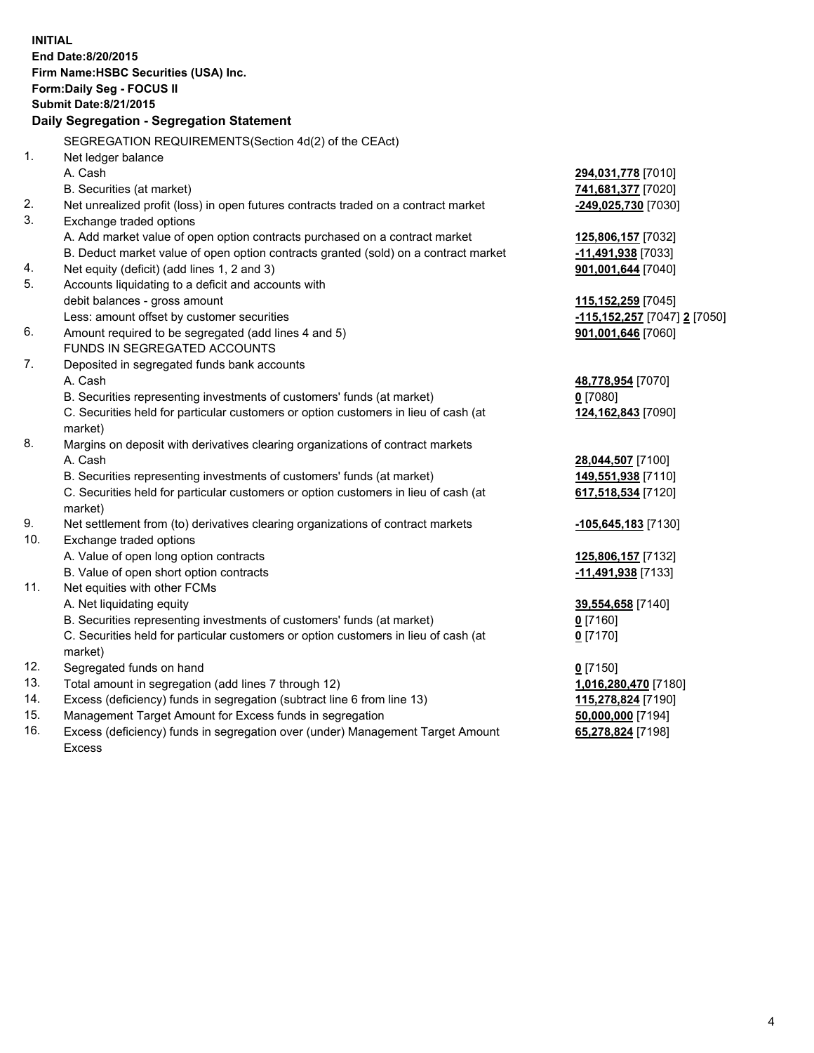**INITIAL**
**End Date:8/20/2015**
**Firm Name:HSBC Securities (USA) Inc.**
**Form:Daily Seg - FOCUS II**
**Submit Date:8/21/2015**

## Daily Segregation - Segregation Statement

SEGREGATION REQUIREMENTS(Section 4d(2) of the CEAct)

| | | |
|---|---|---|
| 1. | Net ledger balance | |
| | A. Cash | **294,031,778** [7010] |
| | B. Securities (at market) | **741,681,377** [7020] |
| 2. | Net unrealized profit (loss) in open futures contracts traded on a contract market | **-249,025,730** [7030] |
| 3. | Exchange traded options | |
| | A. Add market value of open option contracts purchased on a contract market | **125,806,157** [7032] |
| | B. Deduct market value of open option contracts granted (sold) on a contract market | **-11,491,938** [7033] |
| 4. | Net equity (deficit) (add lines 1, 2 and 3) | **901,001,644** [7040] |
| 5. | Accounts liquidating to a deficit and accounts with | |
| | debit balances - gross amount | **115,152,259** [7045] |
| | Less: amount offset by customer securities | **-115,152,257** [7047] **2** [7050] |
| 6. | Amount required to be segregated (add lines 4 and 5) | **901,001,646** [7060] |
| | FUNDS IN SEGREGATED ACCOUNTS | |
| 7. | Deposited in segregated funds bank accounts | |
| | A. Cash | **48,778,954** [7070] |
| | B. Securities representing investments of customers' funds (at market) | **0** [7080] |
| | C. Securities held for particular customers or option customers in lieu of cash (at market) | **124,162,843** [7090] |
| 8. | Margins on deposit with derivatives clearing organizations of contract markets | |
| | A. Cash | **28,044,507** [7100] |
| | B. Securities representing investments of customers' funds (at market) | **149,551,938** [7110] |
| | C. Securities held for particular customers or option customers in lieu of cash (at market) | **617,518,534** [7120] |
| 9. | Net settlement from (to) derivatives clearing organizations of contract markets | **-105,645,183** [7130] |
| 10. | Exchange traded options | |
| | A. Value of open long option contracts | **125,806,157** [7132] |
| | B. Value of open short option contracts | **-11,491,938** [7133] |
| 11. | Net equities with other FCMs | |
| | A. Net liquidating equity | **39,554,658** [7140] |
| | B. Securities representing investments of customers' funds (at market) | **0** [7160] |
| | C. Securities held for particular customers or option customers in lieu of cash (at market) | **0** [7170] |
| 12. | Segregated funds on hand | **0** [7150] |
| 13. | Total amount in segregation (add lines 7 through 12) | **1,016,280,470** [7180] |
| 14. | Excess (deficiency) funds in segregation (subtract line 6 from line 13) | **115,278,824** [7190] |
| 15. | Management Target Amount for Excess funds in segregation | **50,000,000** [7194] |
| 16. | Excess (deficiency) funds in segregation over (under) Management Target Amount Excess | **65,278,824** [7198] |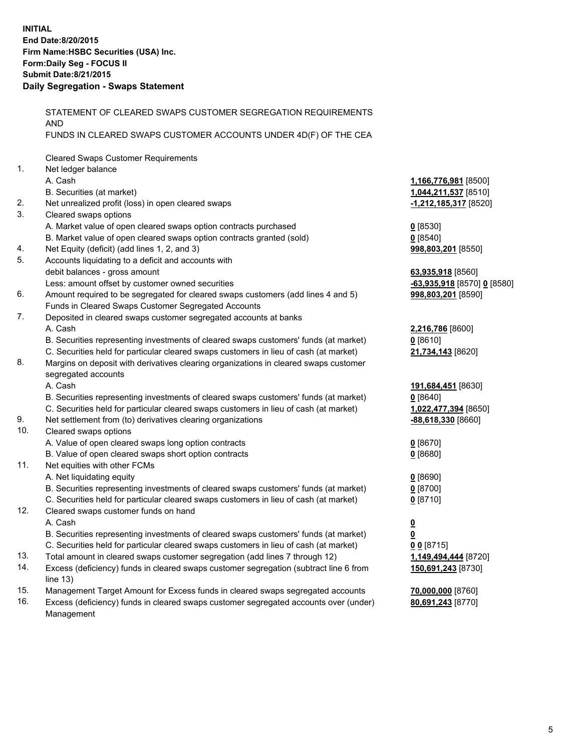**INITIAL**
**End Date:8/20/2015**
**Firm Name:HSBC Securities (USA) Inc.**
**Form:Daily Seg - FOCUS II**
**Submit Date:8/21/2015**
**Daily Segregation - Swaps Statement**

STATEMENT OF CLEARED SWAPS CUSTOMER SEGREGATION REQUIREMENTS AND FUNDS IN CLEARED SWAPS CUSTOMER ACCOUNTS UNDER 4D(F) OF THE CEA

| | | |
|---|---|---|
| | Cleared Swaps Customer Requirements | |
| 1. | Net ledger balance | |
| | A. Cash | **1,166,776,981** [8500] |
| | B. Securities (at market) | **1,044,211,537** [8510] |
| 2. | Net unrealized profit (loss) in open cleared swaps | **-1,212,185,317** [8520] |
| 3. | Cleared swaps options | |
| | A. Market value of open cleared swaps option contracts purchased | **0** [8530] |
| | B. Market value of open cleared swaps option contracts granted (sold) | **0** [8540] |
| 4. | Net Equity (deficit) (add lines 1, 2, and 3) | **998,803,201** [8550] |
| 5. | Accounts liquidating to a deficit and accounts with debit balances - gross amount | **63,935,918** [8560] |
| | Less: amount offset by customer owned securities | **-63,935,918** [8570] **0** [8580] |
| 6. | Amount required to be segregated for cleared swaps customers (add lines 4 and 5) | **998,803,201** [8590] |
| | Funds in Cleared Swaps Customer Segregated Accounts | |
| 7. | Deposited in cleared swaps customer segregated accounts at banks | |
| | A. Cash | **2,216,786** [8600] |
| | B. Securities representing investments of cleared swaps customers' funds (at market) | **0** [8610] |
| | C. Securities held for particular cleared swaps customers in lieu of cash (at market) | **21,734,143** [8620] |
| 8. | Margins on deposit with derivatives clearing organizations in cleared swaps customer segregated accounts | |
| | A. Cash | **191,684,451** [8630] |
| | B. Securities representing investments of cleared swaps customers' funds (at market) | **0** [8640] |
| | C. Securities held for particular cleared swaps customers in lieu of cash (at market) | **1,022,477,394** [8650] |
| 9. | Net settlement from (to) derivatives clearing organizations | **-88,618,330** [8660] |
| 10. | Cleared swaps options | |
| | A. Value of open cleared swaps long option contracts | **0** [8670] |
| | B. Value of open cleared swaps short option contracts | **0** [8680] |
| 11. | Net equities with other FCMs | |
| | A. Net liquidating equity | **0** [8690] |
| | B. Securities representing investments of cleared swaps customers' funds (at market) | **0** [8700] |
| | C. Securities held for particular cleared swaps customers in lieu of cash (at market) | **0** [8710] |
| 12. | Cleared swaps customer funds on hand | |
| | A. Cash | **0** |
| | B. Securities representing investments of cleared swaps customers' funds (at market) | **0** |
| | C. Securities held for particular cleared swaps customers in lieu of cash (at market) | **0** **0** [8715] |
| 13. | Total amount in cleared swaps customer segregation (add lines 7 through 12) | **1,149,494,444** [8720] |
| 14. | Excess (deficiency) funds in cleared swaps customer segregation (subtract line 6 from line 13) | **150,691,243** [8730] |
| 15. | Management Target Amount for Excess funds in cleared swaps segregated accounts | **70,000,000** [8760] |
| 16. | Excess (deficiency) funds in cleared swaps customer segregated accounts over (under) Management | **80,691,243** [8770] |